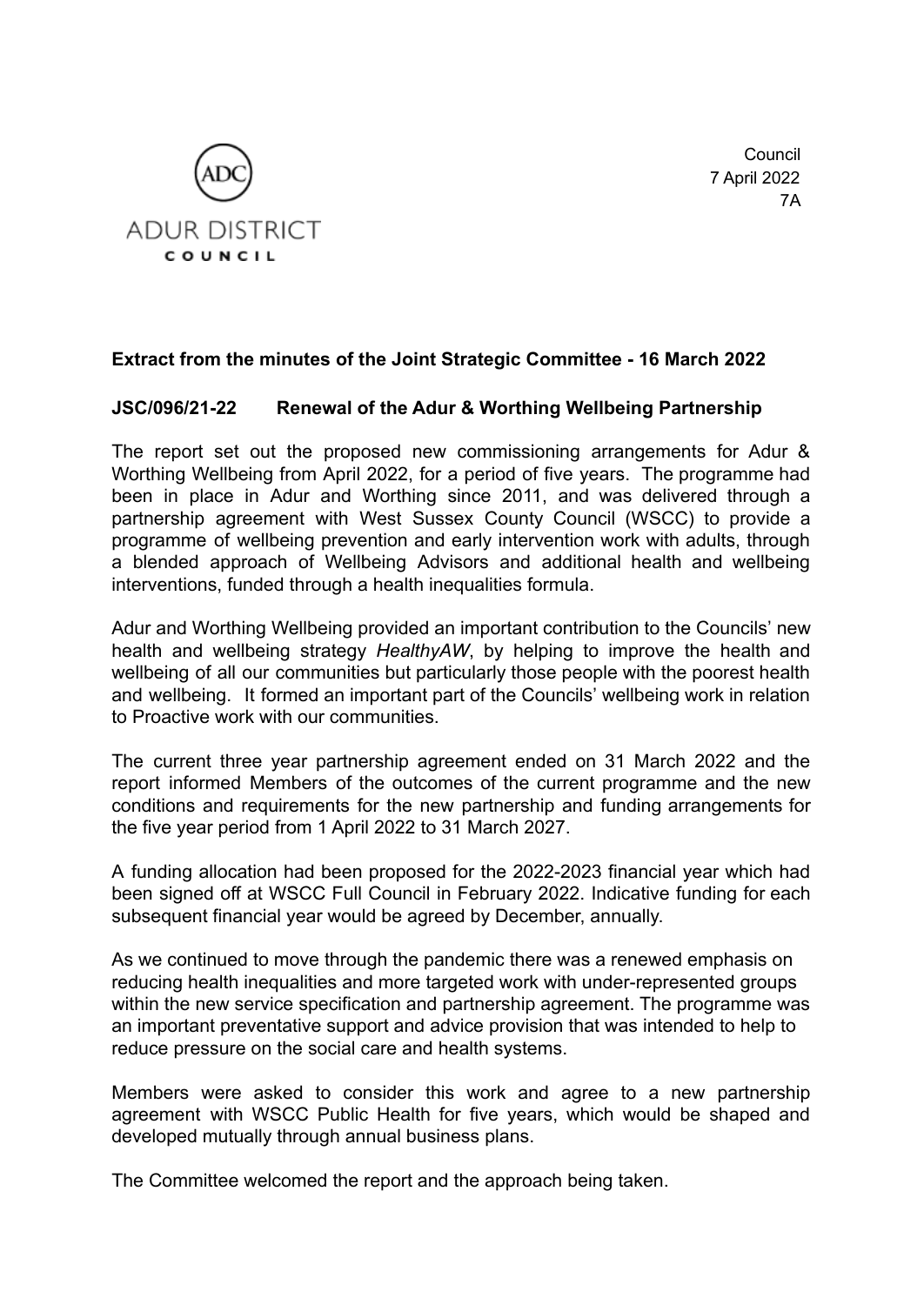ADUR DISTRICT COUNCIL

Council
7 April 2022
7A

**Extract from the minutes of the Joint Strategic Committee - 16 March 2022**

**JSC/096/21-22 Renewal of the Adur & Worthing Wellbeing Partnership**

The report set out the proposed new commissioning arrangements for Adur & Worthing Wellbeing from April 2022, for a period of five years. The programme had been in place in Adur and Worthing since 2011, and was delivered through a partnership agreement with West Sussex County Council (WSCC) to provide a programme of wellbeing prevention and early intervention work with adults, through a blended approach of Wellbeing Advisors and additional health and wellbeing interventions, funded through a health inequalities formula.

Adur and Worthing Wellbeing provided an important contribution to the Councils' new health and wellbeing strategy *HealthyAW*, by helping to improve the health and wellbeing of all our communities but particularly those people with the poorest health and wellbeing. It formed an important part of the Councils' wellbeing work in relation to Proactive work with our communities.

The current three year partnership agreement ended on 31 March 2022 and the report informed Members of the outcomes of the current programme and the new conditions and requirements for the new partnership and funding arrangements for the five year period from 1 April 2022 to 31 March 2027.

A funding allocation had been proposed for the 2022-2023 financial year which had been signed off at WSCC Full Council in February 2022. Indicative funding for each subsequent financial year would be agreed by December, annually.

As we continued to move through the pandemic there was a renewed emphasis on reducing health inequalities and more targeted work with under-represented groups within the new service specification and partnership agreement. The programme was an important preventative support and advice provision that was intended to help to reduce pressure on the social care and health systems.

Members were asked to consider this work and agree to a new partnership agreement with WSCC Public Health for five years, which would be shaped and developed mutually through annual business plans.

The Committee welcomed the report and the approach being taken.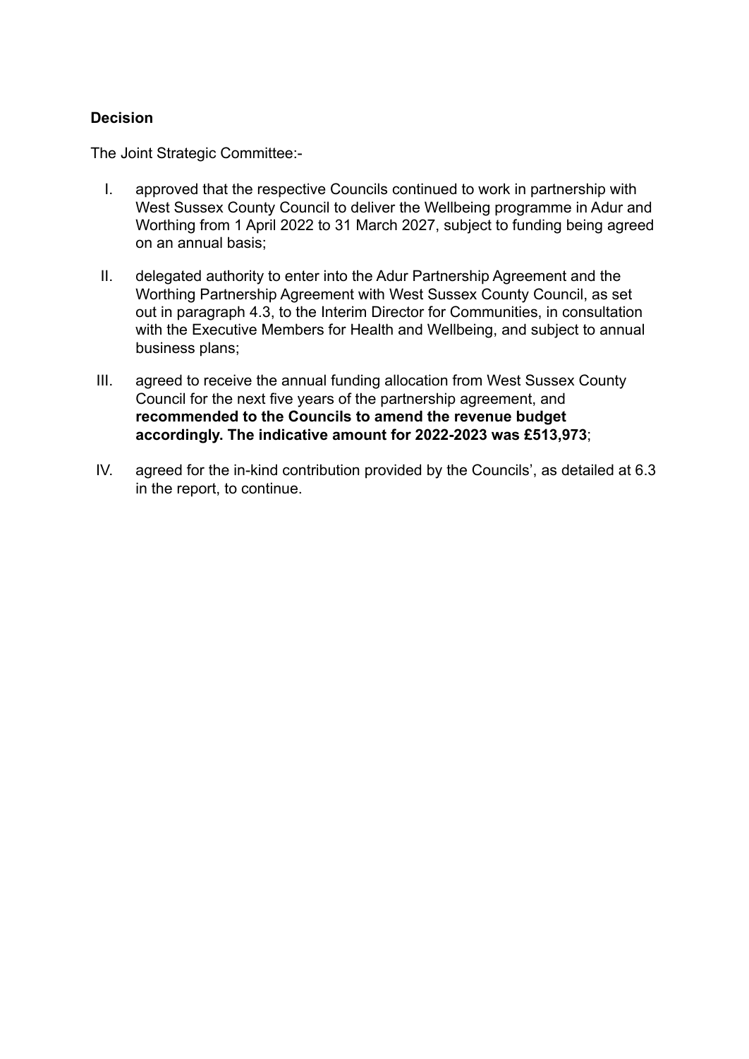**Decision**

The Joint Strategic Committee:-

I. approved that the respective Councils continued to work in partnership with West Sussex County Council to deliver the Wellbeing programme in Adur and Worthing from 1 April 2022 to 31 March 2027, subject to funding being agreed on an annual basis;

II. delegated authority to enter into the Adur Partnership Agreement and the Worthing Partnership Agreement with West Sussex County Council, as set out in paragraph 4.3, to the Interim Director for Communities, in consultation with the Executive Members for Health and Wellbeing, and subject to annual business plans;

III. agreed to receive the annual funding allocation from West Sussex County Council for the next five years of the partnership agreement, and **recommended to the Councils to amend the revenue budget accordingly. The indicative amount for 2022-2023 was £513,973**;

IV. agreed for the in-kind contribution provided by the Councils', as detailed at 6.3 in the report, to continue.